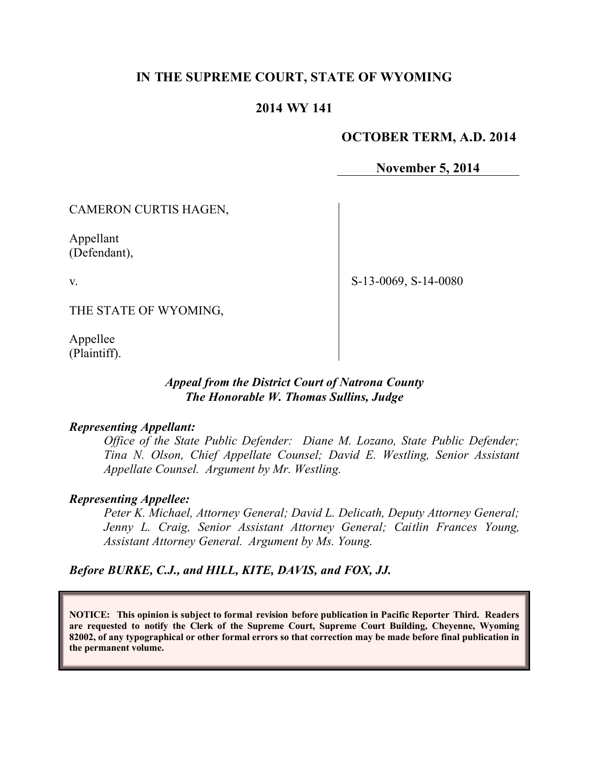# IN THE SUPREME COURT, STATE OF WYOMING

## 2014 WY 141

**OCTOBER TERM, A.D. 2014**

**November 5, 2014**

CAMERON CURTIS HAGEN,

Appellant
(Defendant),

v.

THE STATE OF WYOMING,

Appellee
(Plaintiff).

S-13-0069, S-14-0080

***Appeal from the District Court of Natrona County***
***The Honorable W. Thomas Sullins, Judge***

***Representing Appellant:***

*Office of the State Public Defender: Diane M. Lozano, State Public Defender; Tina N. Olson, Chief Appellate Counsel; David E. Westling, Senior Assistant Appellate Counsel. Argument by Mr. Westling.*

***Representing Appellee:***

*Peter K. Michael, Attorney General; David L. Delicath, Deputy Attorney General; Jenny L. Craig, Senior Assistant Attorney General; Caitlin Frances Young, Assistant Attorney General. Argument by Ms. Young.*

***Before BURKE, C.J., and HILL, KITE, DAVIS, and FOX, JJ.***

**NOTICE: This opinion is subject to formal revision before publication in Pacific Reporter Third. Readers are requested to notify the Clerk of the Supreme Court, Supreme Court Building, Cheyenne, Wyoming 82002, of any typographical or other formal errors so that correction may be made before final publication in the permanent volume.**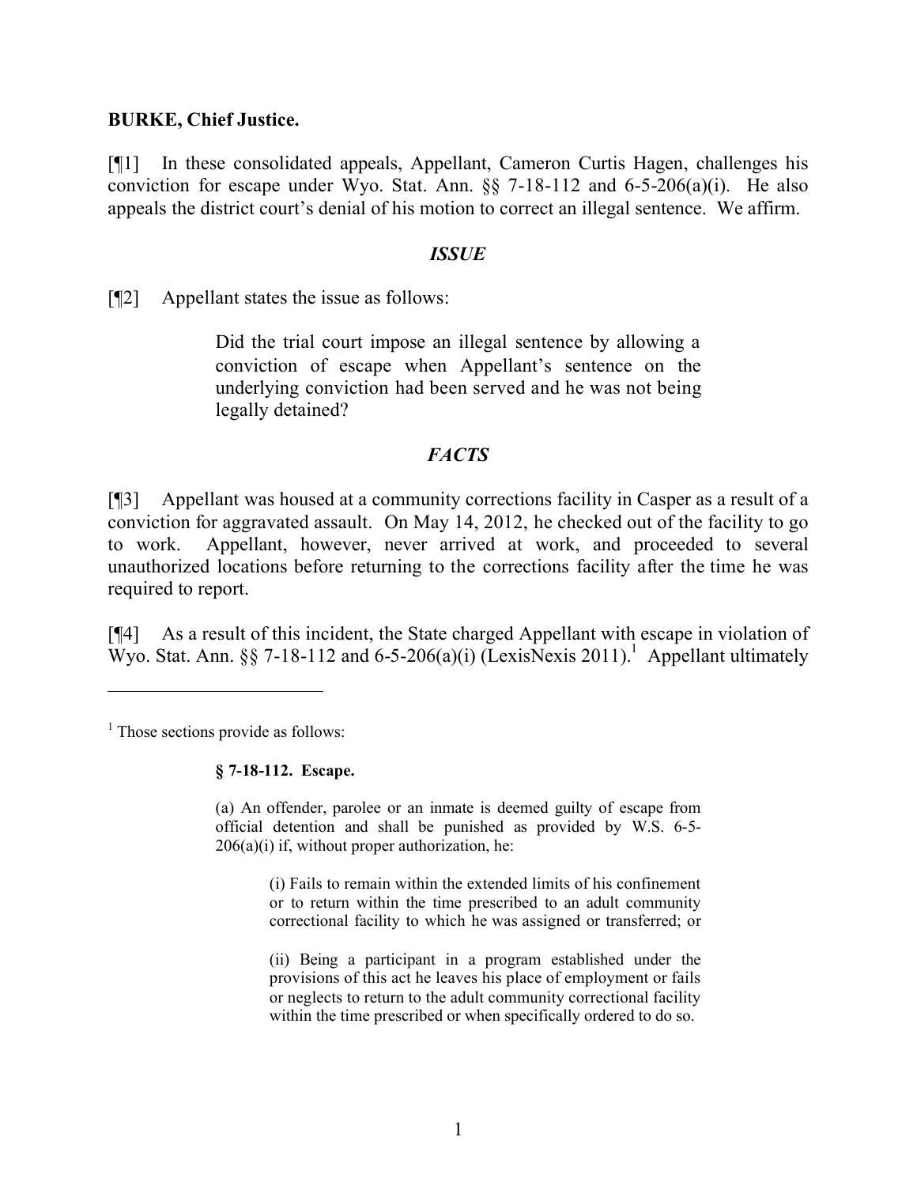**BURKE, Chief Justice.**

[¶1] In these consolidated appeals, Appellant, Cameron Curtis Hagen, challenges his conviction for escape under Wyo. Stat. Ann. §§ 7-18-112 and 6-5-206(a)(i). He also appeals the district court's denial of his motion to correct an illegal sentence. We affirm.

## *ISSUE*

[¶2] Appellant states the issue as follows:

> Did the trial court impose an illegal sentence by allowing a conviction of escape when Appellant's sentence on the underlying conviction had been served and he was not being legally detained?

## *FACTS*

[¶3] Appellant was housed at a community corrections facility in Casper as a result of a conviction for aggravated assault. On May 14, 2012, he checked out of the facility to go to work. Appellant, however, never arrived at work, and proceeded to several unauthorized locations before returning to the corrections facility after the time he was required to report.

[¶4] As a result of this incident, the State charged Appellant with escape in violation of Wyo. Stat. Ann. §§ 7-18-112 and 6-5-206(a)(i) (LexisNexis 2011).[1] Appellant ultimately

---

[1] Those sections provide as follows:

> **§ 7-18-112. Escape.**
>
> (a) An offender, parolee or an inmate is deemed guilty of escape from official detention and shall be punished as provided by W.S. 6-5-206(a)(i) if, without proper authorization, he:
>
> > (i) Fails to remain within the extended limits of his confinement or to return within the time prescribed to an adult community correctional facility to which he was assigned or transferred; or
> >
> > (ii) Being a participant in a program established under the provisions of this act he leaves his place of employment or fails or neglects to return to the adult community correctional facility within the time prescribed or when specifically ordered to do so.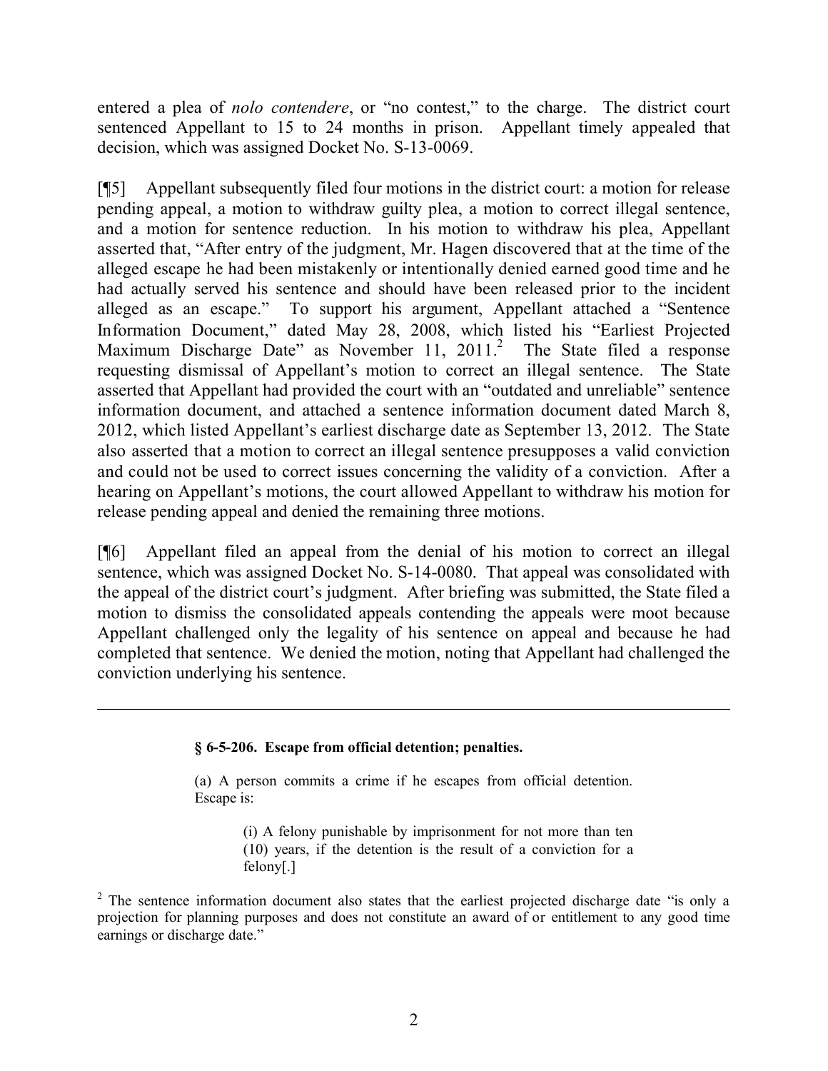entered a plea of *nolo contendere*, or "no contest," to the charge. The district court sentenced Appellant to 15 to 24 months in prison. Appellant timely appealed that decision, which was assigned Docket No. S-13-0069.

[¶5] Appellant subsequently filed four motions in the district court: a motion for release pending appeal, a motion to withdraw guilty plea, a motion to correct illegal sentence, and a motion for sentence reduction. In his motion to withdraw his plea, Appellant asserted that, "After entry of the judgment, Mr. Hagen discovered that at the time of the alleged escape he had been mistakenly or intentionally denied earned good time and he had actually served his sentence and should have been released prior to the incident alleged as an escape." To support his argument, Appellant attached a "Sentence Information Document," dated May 28, 2008, which listed his "Earliest Projected Maximum Discharge Date" as November 11, 2011.[2] The State filed a response requesting dismissal of Appellant's motion to correct an illegal sentence. The State asserted that Appellant had provided the court with an "outdated and unreliable" sentence information document, and attached a sentence information document dated March 8, 2012, which listed Appellant's earliest discharge date as September 13, 2012. The State also asserted that a motion to correct an illegal sentence presupposes a valid conviction and could not be used to correct issues concerning the validity of a conviction. After a hearing on Appellant's motions, the court allowed Appellant to withdraw his motion for release pending appeal and denied the remaining three motions.

[¶6] Appellant filed an appeal from the denial of his motion to correct an illegal sentence, which was assigned Docket No. S-14-0080. That appeal was consolidated with the appeal of the district court's judgment. After briefing was submitted, the State filed a motion to dismiss the consolidated appeals contending the appeals were moot because Appellant challenged only the legality of his sentence on appeal and because he had completed that sentence. We denied the motion, noting that Appellant had challenged the conviction underlying his sentence.

---

> **§ 6-5-206. Escape from official detention; penalties.**
>
> (a) A person commits a crime if he escapes from official detention. Escape is:
>
> > (i) A felony punishable by imprisonment for not more than ten (10) years, if the detention is the result of a conviction for a felony[.]

[2] The sentence information document also states that the earliest projected discharge date "is only a projection for planning purposes and does not constitute an award of or entitlement to any good time earnings or discharge date."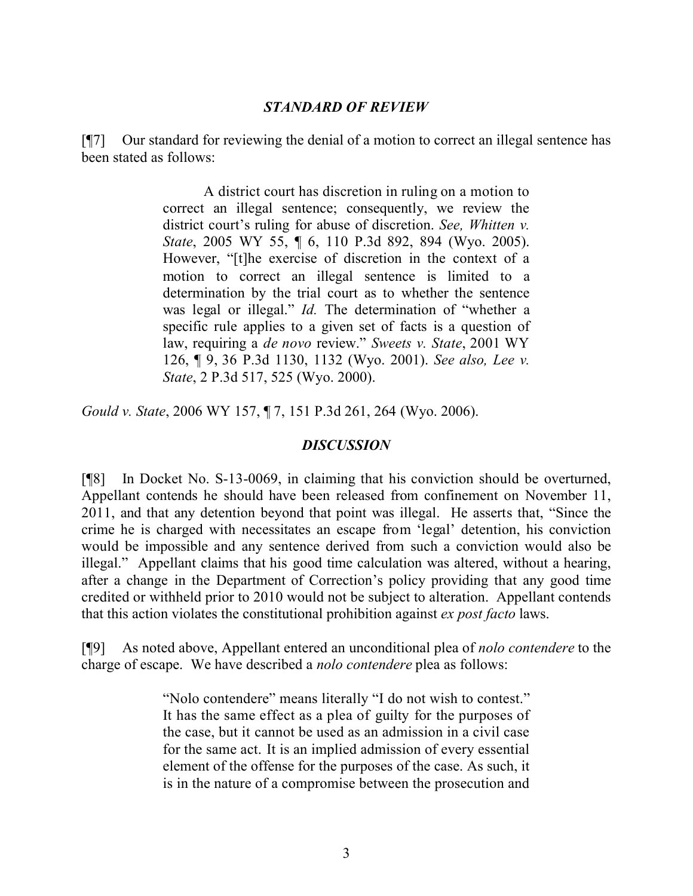### *STANDARD OF REVIEW*

[¶7] Our standard for reviewing the denial of a motion to correct an illegal sentence has been stated as follows:

> A district court has discretion in ruling on a motion to correct an illegal sentence; consequently, we review the district court's ruling for abuse of discretion. *See, Whitten v. State*, 2005 WY 55, ¶ 6, 110 P.3d 892, 894 (Wyo. 2005). However, "[t]he exercise of discretion in the context of a motion to correct an illegal sentence is limited to a determination by the trial court as to whether the sentence was legal or illegal." *Id.* The determination of "whether a specific rule applies to a given set of facts is a question of law, requiring a *de novo* review." *Sweets v. State*, 2001 WY 126, ¶ 9, 36 P.3d 1130, 1132 (Wyo. 2001). *See also, Lee v. State*, 2 P.3d 517, 525 (Wyo. 2000).

*Gould v. State*, 2006 WY 157, ¶ 7, 151 P.3d 261, 264 (Wyo. 2006).

### *DISCUSSION*

[¶8] In Docket No. S-13-0069, in claiming that his conviction should be overturned, Appellant contends he should have been released from confinement on November 11, 2011, and that any detention beyond that point was illegal. He asserts that, "Since the crime he is charged with necessitates an escape from 'legal' detention, his conviction would be impossible and any sentence derived from such a conviction would also be illegal." Appellant claims that his good time calculation was altered, without a hearing, after a change in the Department of Correction's policy providing that any good time credited or withheld prior to 2010 would not be subject to alteration. Appellant contends that this action violates the constitutional prohibition against *ex post facto* laws.

[¶9] As noted above, Appellant entered an unconditional plea of *nolo contendere* to the charge of escape. We have described a *nolo contendere* plea as follows:

> "Nolo contendere" means literally "I do not wish to contest." It has the same effect as a plea of guilty for the purposes of the case, but it cannot be used as an admission in a civil case for the same act. It is an implied admission of every essential element of the offense for the purposes of the case. As such, it is in the nature of a compromise between the prosecution and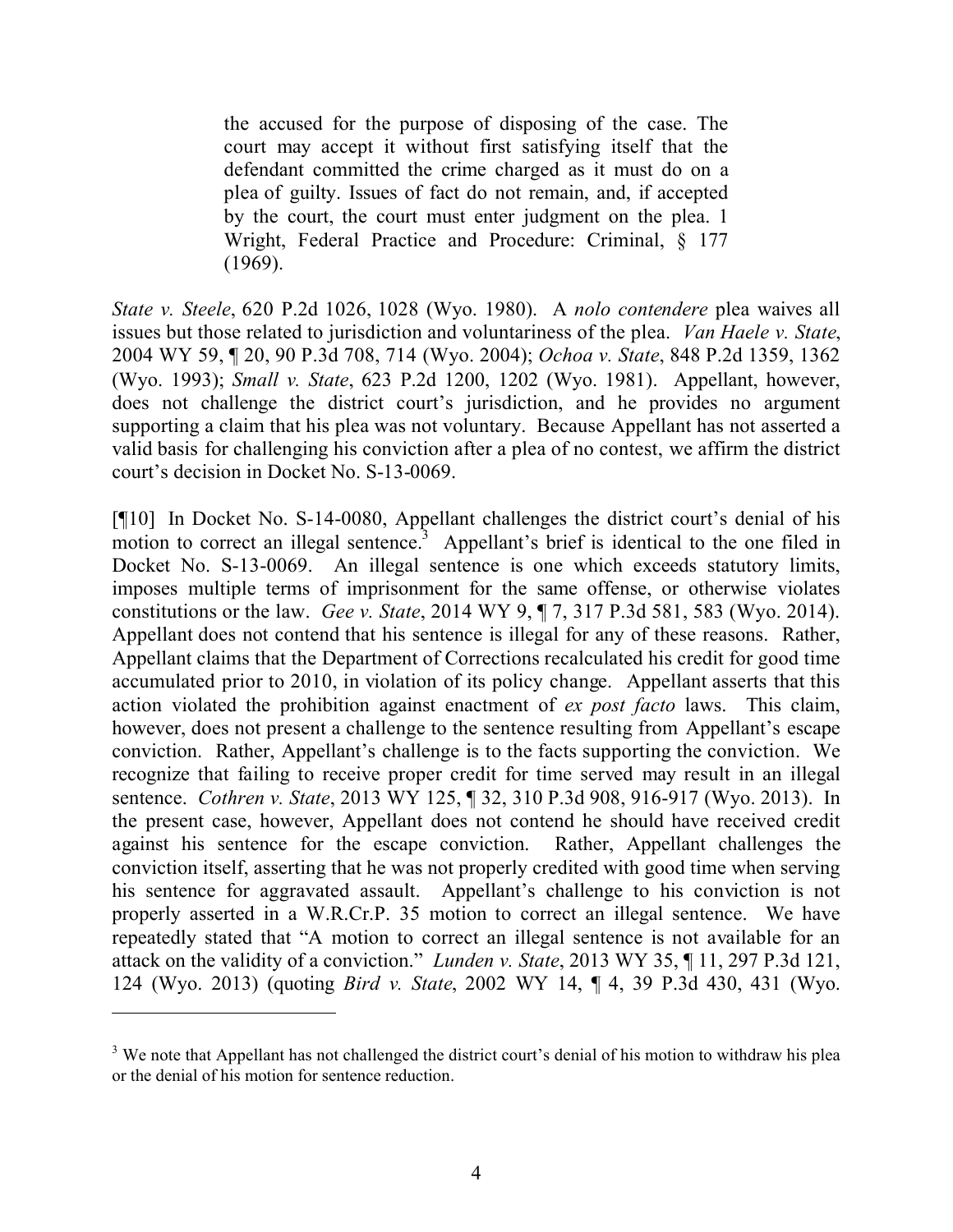> the accused for the purpose of disposing of the case. The court may accept it without first satisfying itself that the defendant committed the crime charged as it must do on a plea of guilty. Issues of fact do not remain, and, if accepted by the court, the court must enter judgment on the plea. 1 Wright, Federal Practice and Procedure: Criminal, § 177 (1969).

*State v. Steele*, 620 P.2d 1026, 1028 (Wyo. 1980). A *nolo contendere* plea waives all issues but those related to jurisdiction and voluntariness of the plea. *Van Haele v. State*, 2004 WY 59, ¶ 20, 90 P.3d 708, 714 (Wyo. 2004); *Ochoa v. State*, 848 P.2d 1359, 1362 (Wyo. 1993); *Small v. State*, 623 P.2d 1200, 1202 (Wyo. 1981). Appellant, however, does not challenge the district court's jurisdiction, and he provides no argument supporting a claim that his plea was not voluntary. Because Appellant has not asserted a valid basis for challenging his conviction after a plea of no contest, we affirm the district court's decision in Docket No. S-13-0069.

[¶10] In Docket No. S-14-0080, Appellant challenges the district court's denial of his motion to correct an illegal sentence.[3] Appellant's brief is identical to the one filed in Docket No. S-13-0069. An illegal sentence is one which exceeds statutory limits, imposes multiple terms of imprisonment for the same offense, or otherwise violates constitutions or the law. *Gee v. State*, 2014 WY 9, ¶ 7, 317 P.3d 581, 583 (Wyo. 2014). Appellant does not contend that his sentence is illegal for any of these reasons. Rather, Appellant claims that the Department of Corrections recalculated his credit for good time accumulated prior to 2010, in violation of its policy change. Appellant asserts that this action violated the prohibition against enactment of *ex post facto* laws. This claim, however, does not present a challenge to the sentence resulting from Appellant's escape conviction. Rather, Appellant's challenge is to the facts supporting the conviction. We recognize that failing to receive proper credit for time served may result in an illegal sentence. *Cothren v. State*, 2013 WY 125, ¶ 32, 310 P.3d 908, 916-917 (Wyo. 2013). In the present case, however, Appellant does not contend he should have received credit against his sentence for the escape conviction. Rather, Appellant challenges the conviction itself, asserting that he was not properly credited with good time when serving his sentence for aggravated assault. Appellant's challenge to his conviction is not properly asserted in a W.R.Cr.P. 35 motion to correct an illegal sentence. We have repeatedly stated that "A motion to correct an illegal sentence is not available for an attack on the validity of a conviction." *Lunden v. State*, 2013 WY 35, ¶ 11, 297 P.3d 121, 124 (Wyo. 2013) (quoting *Bird v. State*, 2002 WY 14, ¶ 4, 39 P.3d 430, 431 (Wyo.

---

[3] We note that Appellant has not challenged the district court's denial of his motion to withdraw his plea or the denial of his motion for sentence reduction.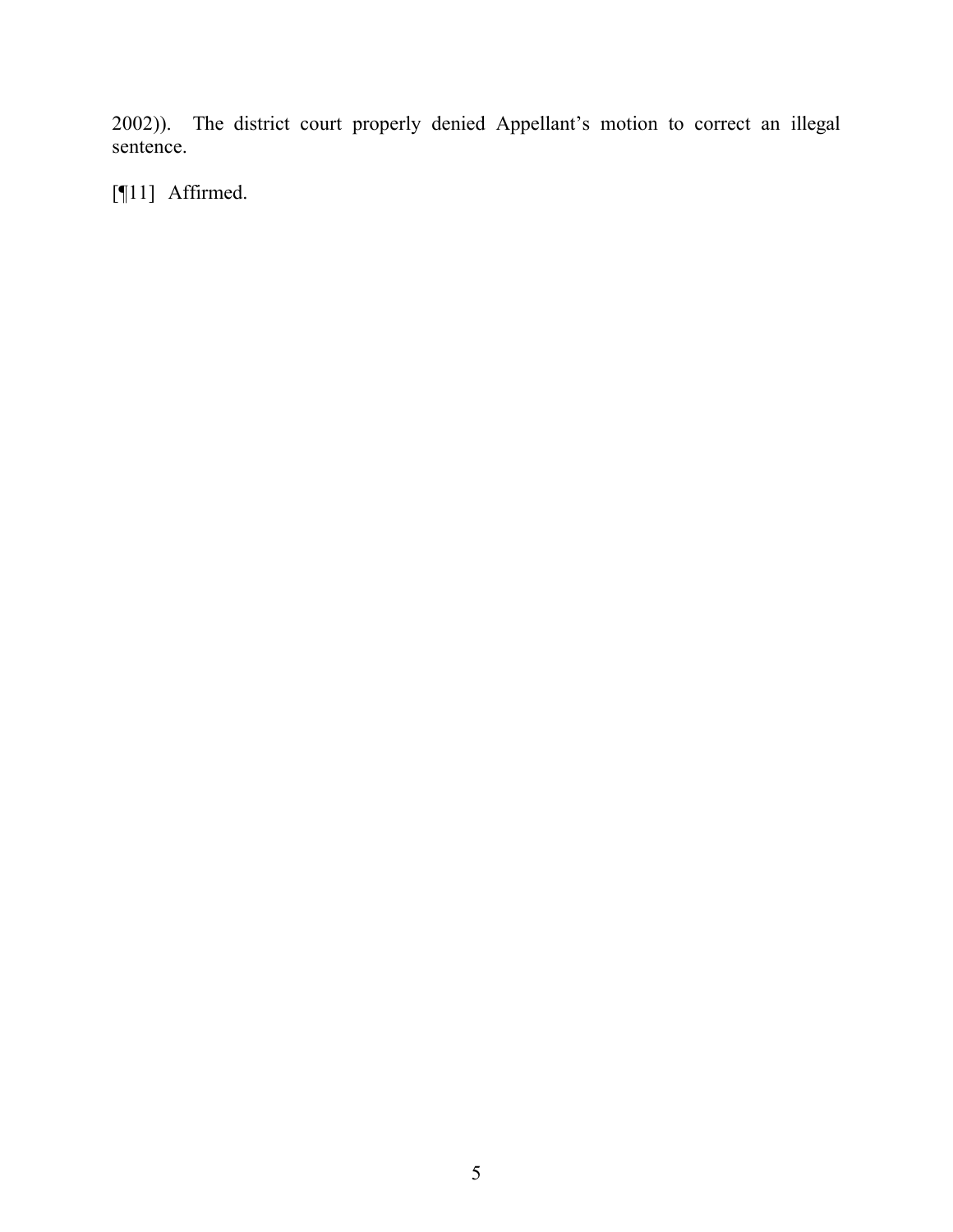2002)). The district court properly denied Appellant's motion to correct an illegal sentence.

[¶11] Affirmed.